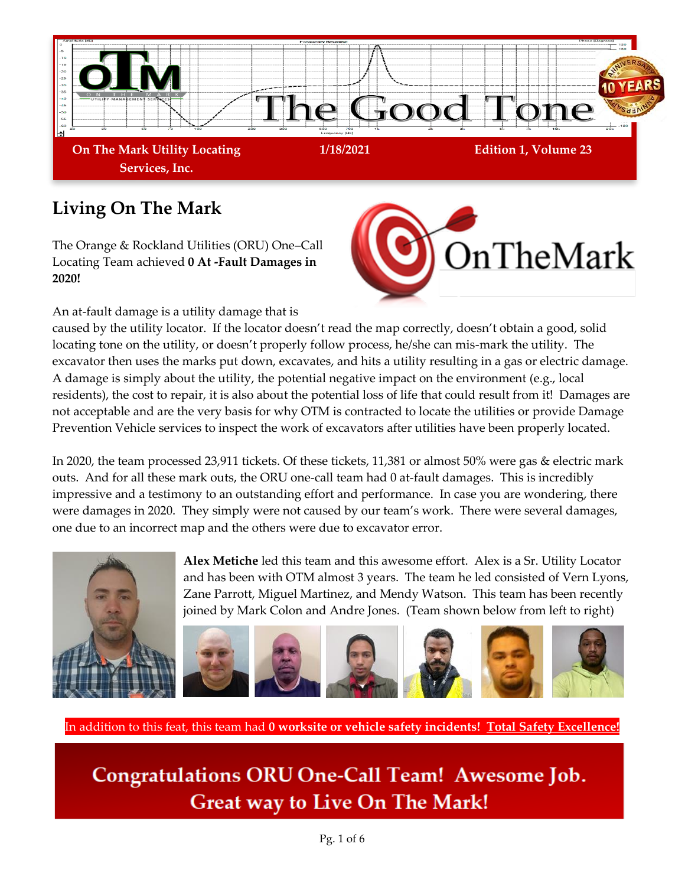# The Good Tone

**On The Mark Utility Locating Services, Inc.** | **1/18/2021** | **Edition 1, Volume 23**

## Living On The Mark

The Orange & Rockland Utilities (ORU) One–Call Locating Team achieved **0 At -Fault Damages in 2020!**

An at-fault damage is a utility damage that is caused by the utility locator. If the locator doesn't read the map correctly, doesn't obtain a good, solid locating tone on the utility, or doesn't properly follow process, he/she can mis-mark the utility. The excavator then uses the marks put down, excavates, and hits a utility resulting in a gas or electric damage. A damage is simply about the utility, the potential negative impact on the environment (e.g., local residents), the cost to repair, it is also about the potential loss of life that could result from it! Damages are not acceptable and are the very basis for why OTM is contracted to locate the utilities or provide Damage Prevention Vehicle services to inspect the work of excavators after utilities have been properly located.

In 2020, the team processed 23,911 tickets. Of these tickets, 11,381 or almost 50% were gas & electric mark outs. And for all these mark outs, the ORU one-call team had 0 at-fault damages. This is incredibly impressive and a testimony to an outstanding effort and performance. In case you are wondering, there were damages in 2020. They simply were not caused by our team's work. There were several damages, one due to an incorrect map and the others were due to excavator error.

**Alex Metiche** led this team and this awesome effort. Alex is a Sr. Utility Locator and has been with OTM almost 3 years. The team he led consisted of Vern Lyons, Zane Parrott, Miguel Martinez, and Mendy Watson. This team has been recently joined by Mark Colon and Andre Jones. (Team shown below from left to right)

In addition to this feat, this team had **0 worksite or vehicle safety incidents!** **Total Safety Excellence!**

**Congratulations ORU One-Call Team! Awesome Job. Great way to Live On The Mark!**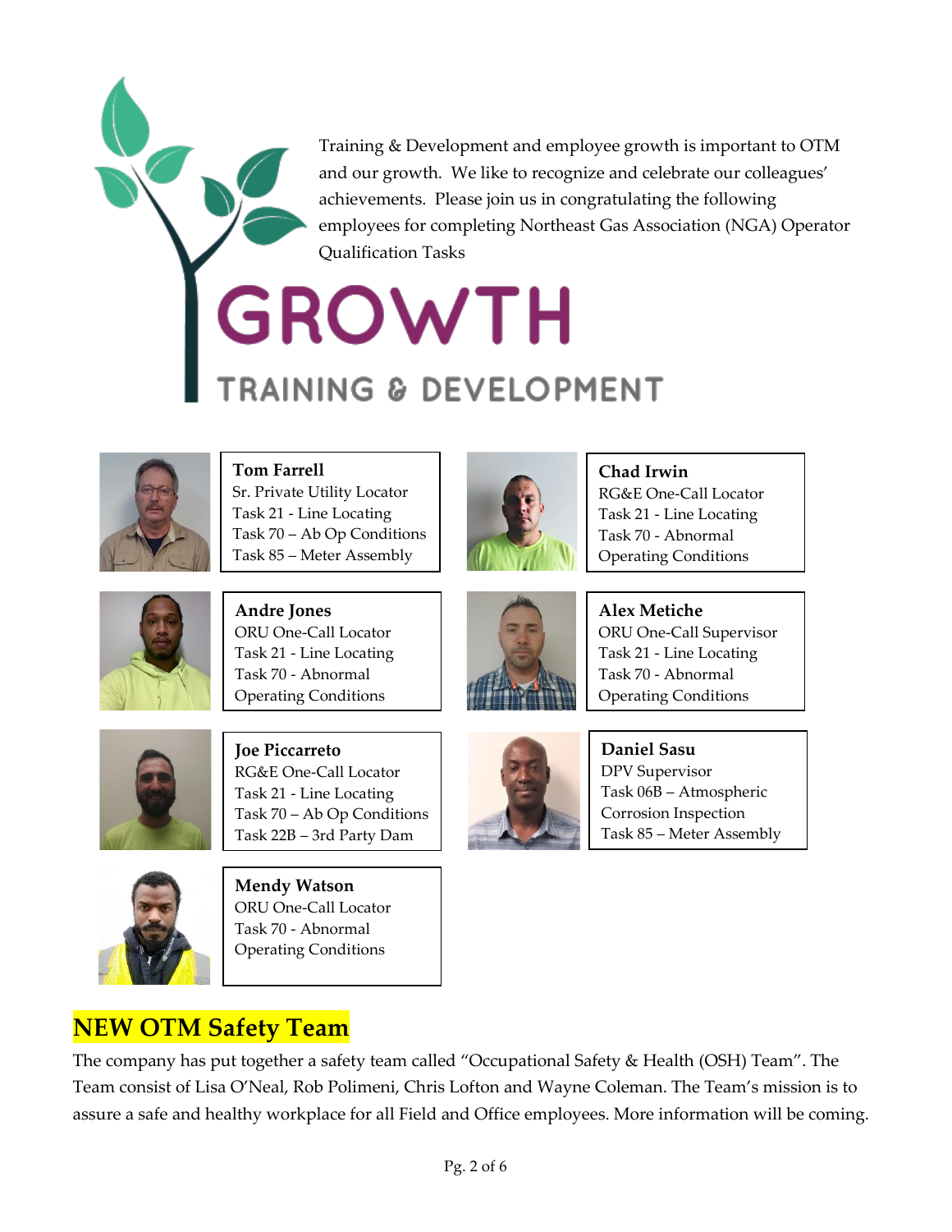Training & Development and employee growth is important to OTM and our growth. We like to recognize and celebrate our colleagues' achievements. Please join us in congratulating the following employees for completing Northeast Gas Association (NGA) Operator Qualification Tasks

# GROWTH

## TRAINING & DEVELOPMENT

**Tom Farrell**
Sr. Private Utility Locator
Task 21 - Line Locating
Task 70 – Ab Op Conditions
Task 85 – Meter Assembly

**Chad Irwin**
RG&E One-Call Locator
Task 21 - Line Locating
Task 70 - Abnormal Operating Conditions

**Andre Jones**
ORU One-Call Locator
Task 21 - Line Locating
Task 70 - Abnormal Operating Conditions

**Alex Metiche**
ORU One-Call Supervisor
Task 21 - Line Locating
Task 70 - Abnormal Operating Conditions

**Joe Piccarreto**
RG&E One-Call Locator
Task 21 - Line Locating
Task 70 – Ab Op Conditions
Task 22B – 3rd Party Dam

**Daniel Sasu**
DPV Supervisor
Task 06B – Atmospheric Corrosion Inspection
Task 85 – Meter Assembly

**Mendy Watson**
ORU One-Call Locator
Task 70 - Abnormal Operating Conditions

## NEW OTM Safety Team

The company has put together a safety team called "Occupational Safety & Health (OSH) Team". The Team consist of Lisa O'Neal, Rob Polimeni, Chris Lofton and Wayne Coleman. The Team's mission is to assure a safe and healthy workplace for all Field and Office employees. More information will be coming.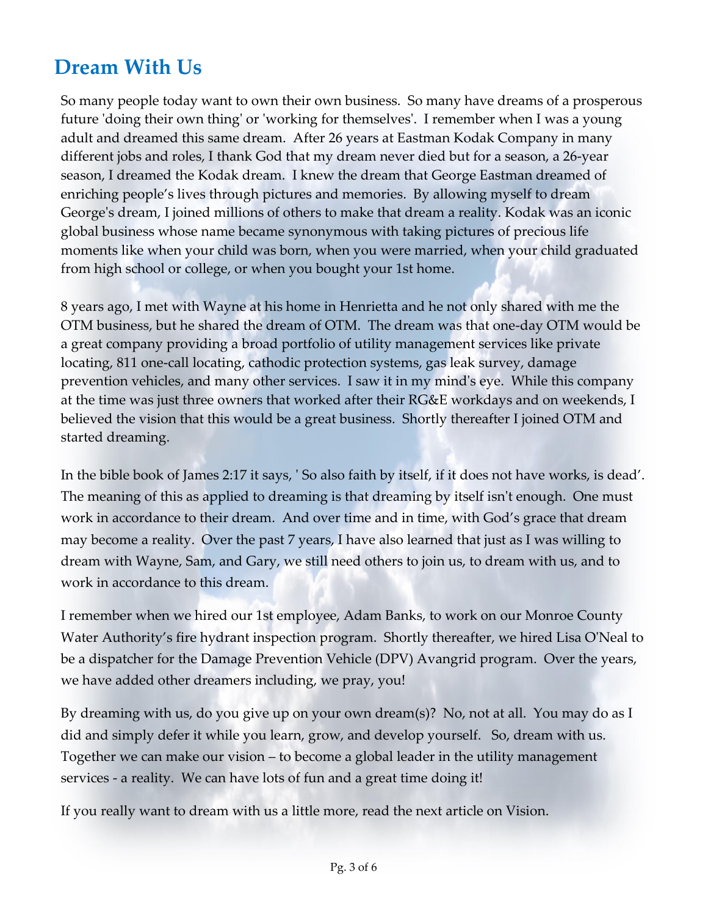## Dream With Us

So many people today want to own their own business. So many have dreams of a prosperous future 'doing their own thing' or 'working for themselves'. I remember when I was a young adult and dreamed this same dream. After 26 years at Eastman Kodak Company in many different jobs and roles, I thank God that my dream never died but for a season, a 26-year season, I dreamed the Kodak dream. I knew the dream that George Eastman dreamed of enriching people's lives through pictures and memories. By allowing myself to dream George's dream, I joined millions of others to make that dream a reality. Kodak was an iconic global business whose name became synonymous with taking pictures of precious life moments like when your child was born, when you were married, when your child graduated from high school or college, or when you bought your 1st home.

8 years ago, I met with Wayne at his home in Henrietta and he not only shared with me the OTM business, but he shared the dream of OTM. The dream was that one-day OTM would be a great company providing a broad portfolio of utility management services like private locating, 811 one-call locating, cathodic protection systems, gas leak survey, damage prevention vehicles, and many other services. I saw it in my mind's eye. While this company at the time was just three owners that worked after their RG&E workdays and on weekends, I believed the vision that this would be a great business. Shortly thereafter I joined OTM and started dreaming.

In the bible book of James 2:17 it says, ' So also faith by itself, if it does not have works, is dead'. The meaning of this as applied to dreaming is that dreaming by itself isn't enough. One must work in accordance to their dream. And over time and in time, with God's grace that dream may become a reality. Over the past 7 years, I have also learned that just as I was willing to dream with Wayne, Sam, and Gary, we still need others to join us, to dream with us, and to work in accordance to this dream.

I remember when we hired our 1st employee, Adam Banks, to work on our Monroe County Water Authority's fire hydrant inspection program. Shortly thereafter, we hired Lisa O'Neal to be a dispatcher for the Damage Prevention Vehicle (DPV) Avangrid program. Over the years, we have added other dreamers including, we pray, you!

By dreaming with us, do you give up on your own dream(s)? No, not at all. You may do as I did and simply defer it while you learn, grow, and develop yourself. So, dream with us. Together we can make our vision – to become a global leader in the utility management services - a reality. We can have lots of fun and a great time doing it!

If you really want to dream with us a little more, read the next article on Vision.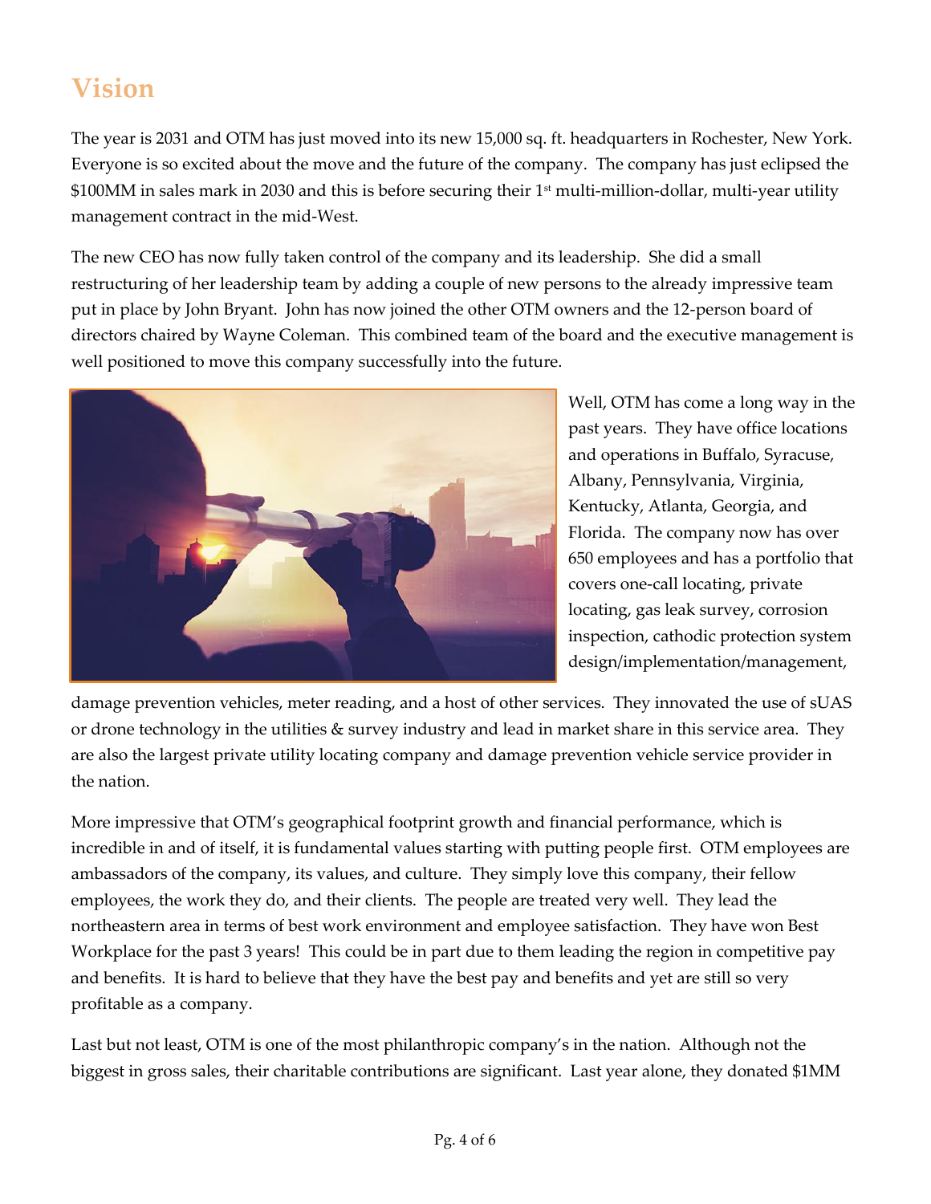# Vision

The year is 2031 and OTM has just moved into its new 15,000 sq. ft. headquarters in Rochester, New York. Everyone is so excited about the move and the future of the company. The company has just eclipsed the $100MM in sales mark in 2030 and this is before securing their 1st multi-million-dollar, multi-year utility management contract in the mid-West.

The new CEO has now fully taken control of the company and its leadership. She did a small restructuring of her leadership team by adding a couple of new persons to the already impressive team put in place by John Bryant. John has now joined the other OTM owners and the 12-person board of directors chaired by Wayne Coleman. This combined team of the board and the executive management is well positioned to move this company successfully into the future.

Well, OTM has come a long way in the past years. They have office locations and operations in Buffalo, Syracuse, Albany, Pennsylvania, Virginia, Kentucky, Atlanta, Georgia, and Florida. The company now has over 650 employees and has a portfolio that covers one-call locating, private locating, gas leak survey, corrosion inspection, cathodic protection system design/implementation/management, damage prevention vehicles, meter reading, and a host of other services. They innovated the use of sUAS or drone technology in the utilities & survey industry and lead in market share in this service area. They are also the largest private utility locating company and damage prevention vehicle service provider in the nation.

More impressive that OTM's geographical footprint growth and financial performance, which is incredible in and of itself, it is fundamental values starting with putting people first. OTM employees are ambassadors of the company, its values, and culture. They simply love this company, their fellow employees, the work they do, and their clients. The people are treated very well. They lead the northeastern area in terms of best work environment and employee satisfaction. They have won Best Workplace for the past 3 years! This could be in part due to them leading the region in competitive pay and benefits. It is hard to believe that they have the best pay and benefits and yet are still so very profitable as a company.

Last but not least, OTM is one of the most philanthropic company's in the nation. Although not the biggest in gross sales, their charitable contributions are significant. Last year alone, they donated $1MM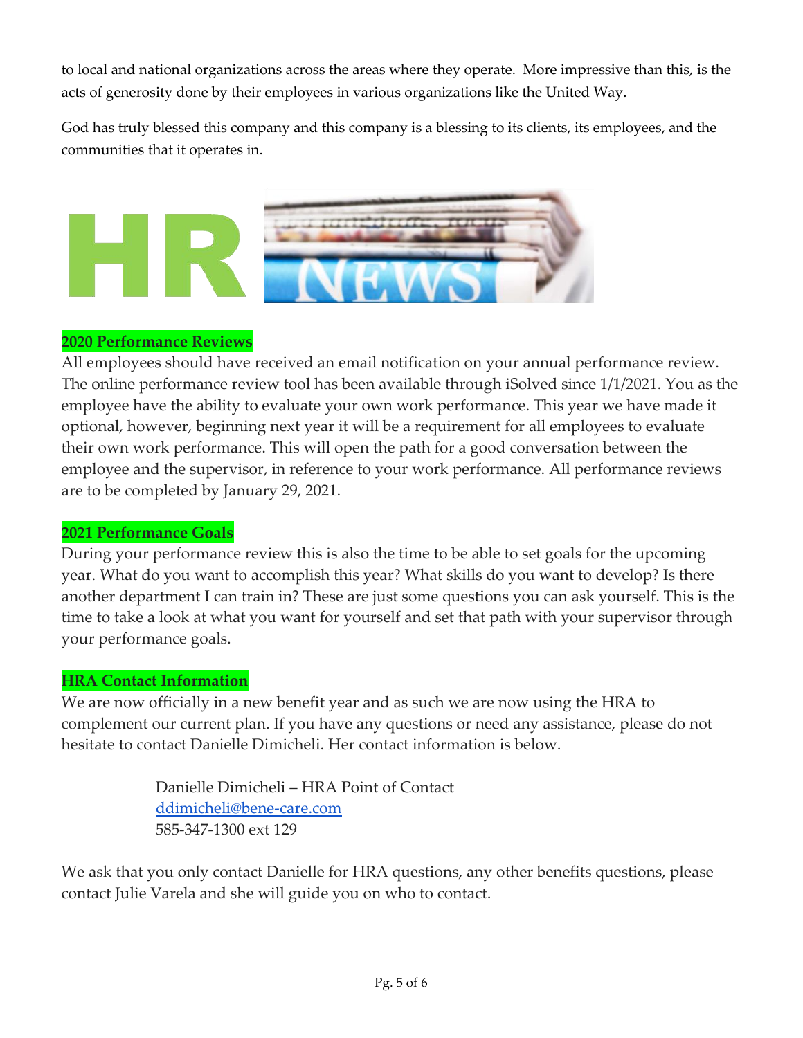to local and national organizations across the areas where they operate. More impressive than this, is the acts of generosity done by their employees in various organizations like the United Way.

God has truly blessed this company and this company is a blessing to its clients, its employees, and the communities that it operates in.

# HR NEWS

**2020 Performance Reviews**

All employees should have received an email notification on your annual performance review. The online performance review tool has been available through iSolved since 1/1/2021. You as the employee have the ability to evaluate your own work performance. This year we have made it optional, however, beginning next year it will be a requirement for all employees to evaluate their own work performance. This will open the path for a good conversation between the employee and the supervisor, in reference to your work performance. All performance reviews are to be completed by January 29, 2021.

**2021 Performance Goals**

During your performance review this is also the time to be able to set goals for the upcoming year. What do you want to accomplish this year? What skills do you want to develop? Is there another department I can train in? These are just some questions you can ask yourself. This is the time to take a look at what you want for yourself and set that path with your supervisor through your performance goals.

**HRA Contact Information**

We are now officially in a new benefit year and as such we are now using the HRA to complement our current plan. If you have any questions or need any assistance, please do not hesitate to contact Danielle Dimicheli. Her contact information is below.

> Danielle Dimicheli – HRA Point of Contact
> ddimicheli@bene-care.com
> 585-347-1300 ext 129

We ask that you only contact Danielle for HRA questions, any other benefits questions, please contact Julie Varela and she will guide you on who to contact.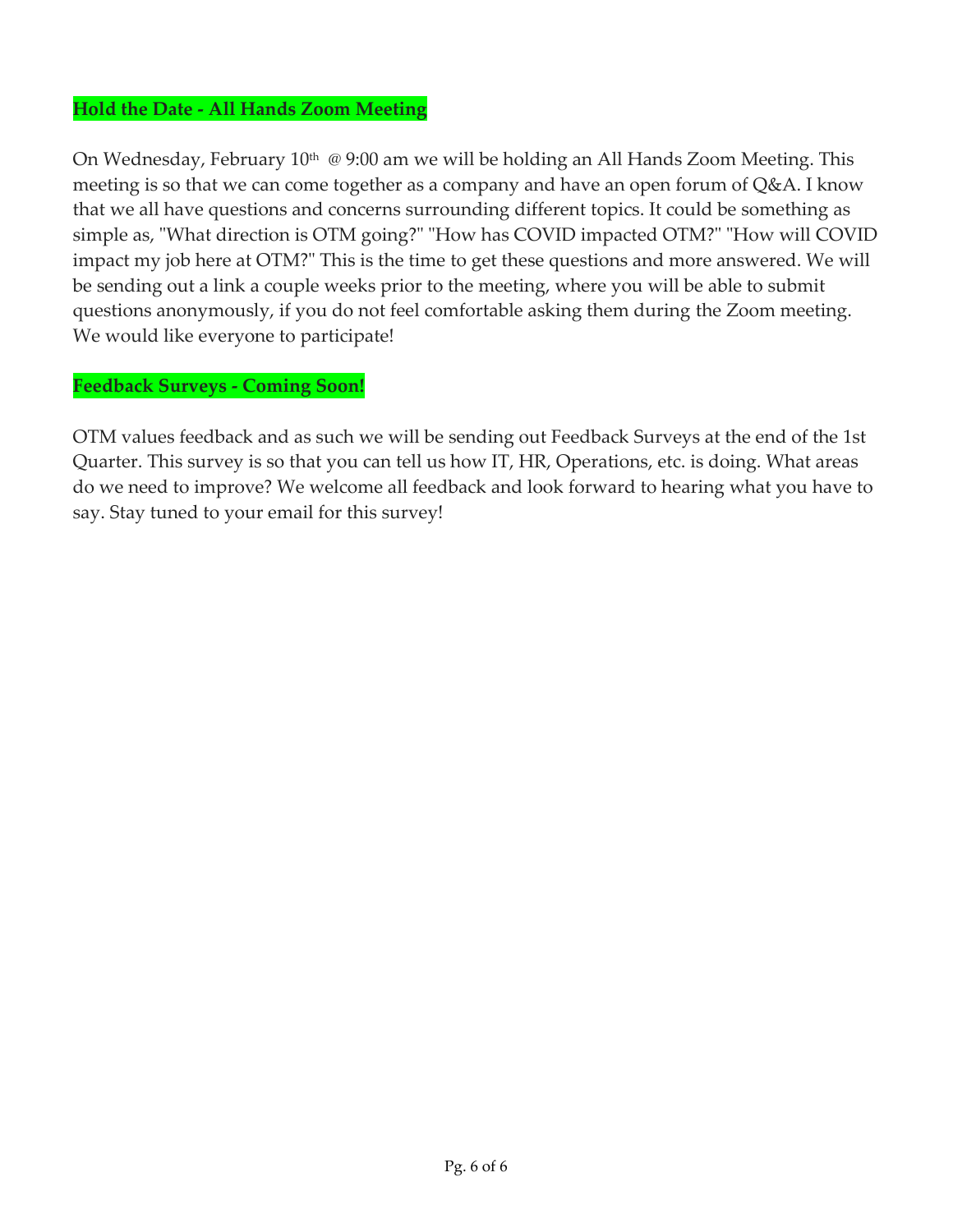**Hold the Date - All Hands Zoom Meeting**

On Wednesday, February 10th @ 9:00 am we will be holding an All Hands Zoom Meeting. This meeting is so that we can come together as a company and have an open forum of Q&A. I know that we all have questions and concerns surrounding different topics. It could be something as simple as, "What direction is OTM going?" "How has COVID impacted OTM?" "How will COVID impact my job here at OTM?" This is the time to get these questions and more answered. We will be sending out a link a couple weeks prior to the meeting, where you will be able to submit questions anonymously, if you do not feel comfortable asking them during the Zoom meeting. We would like everyone to participate!

**Feedback Surveys - Coming Soon!**

OTM values feedback and as such we will be sending out Feedback Surveys at the end of the 1st Quarter. This survey is so that you can tell us how IT, HR, Operations, etc. is doing. What areas do we need to improve? We welcome all feedback and look forward to hearing what you have to say. Stay tuned to your email for this survey!